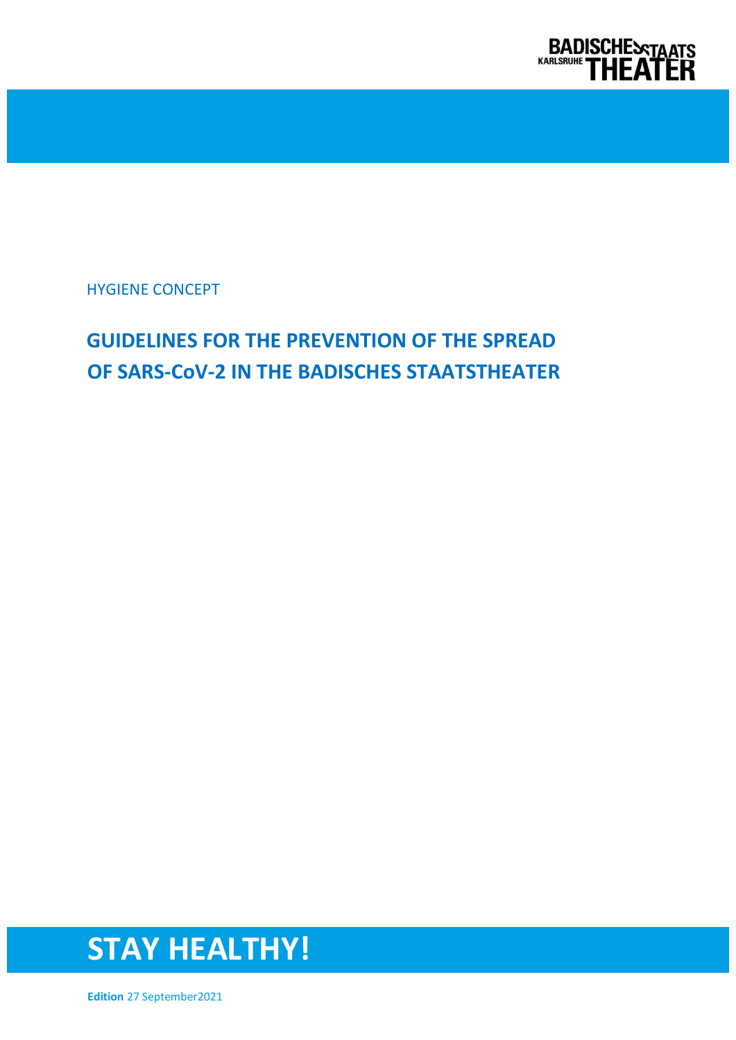BADISCHES STAATS THEATER KARLSRUHE

HYGIENE CONCEPT

# GUIDELINES FOR THE PREVENTION OF THE SPREAD OF SARS-CoV-2 IN THE BADISCHES STAATSTHEATER

## STAY HEALTHY!

**Edition** 27 September2021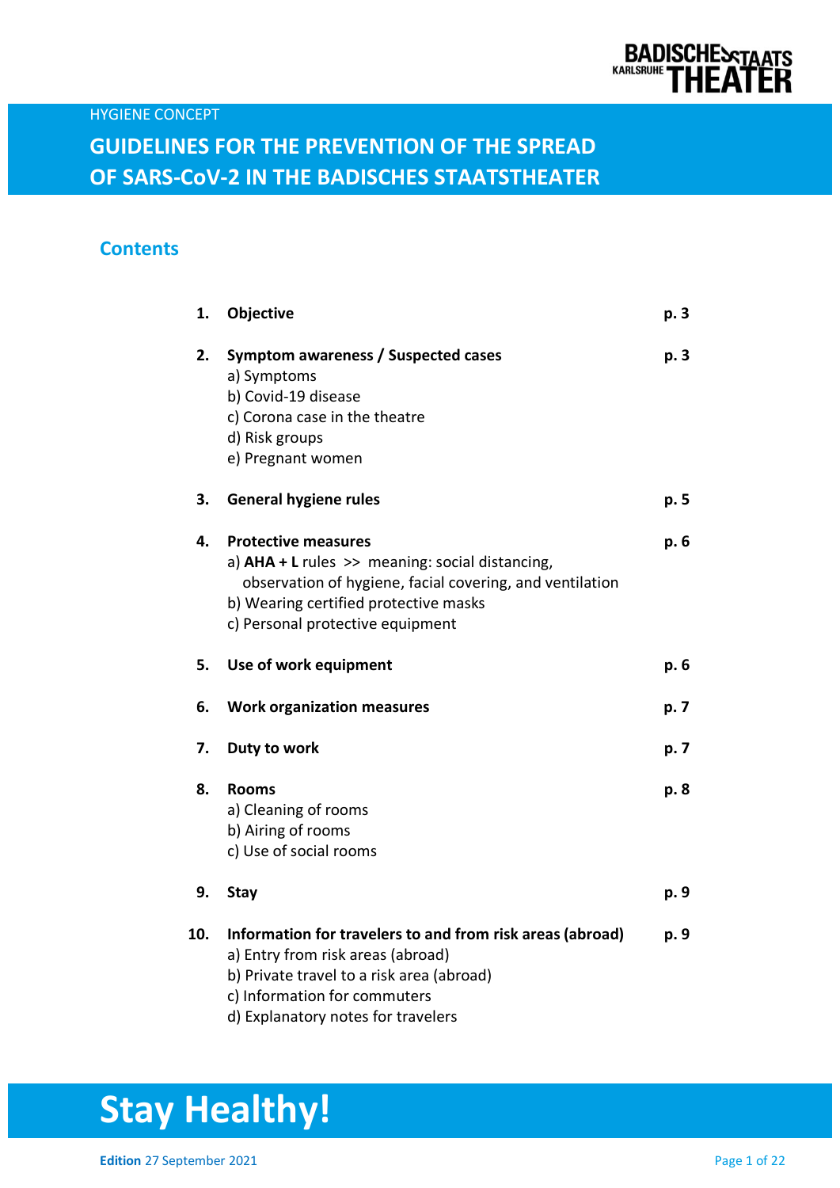HYGIENE CONCEPT

# GUIDELINES FOR THE PREVENTION OF THE SPREAD OF SARS-CoV-2 IN THE BADISCHES STAATSTHEATER

## Contents

| | | |
|---|---|---|
| **1.** | **Objective** | **p. 3** |
| **2.** | **Symptom awareness / Suspected cases**<br>a) Symptoms<br>b) Covid-19 disease<br>c) Corona case in the theatre<br>d) Risk groups<br>e) Pregnant women | **p. 3** |
| **3.** | **General hygiene rules** | **p. 5** |
| **4.** | **Protective measures**<br>a) **AHA + L** rules >> meaning: social distancing, observation of hygiene, facial covering, and ventilation<br>b) Wearing certified protective masks<br>c) Personal protective equipment | **p. 6** |
| **5.** | **Use of work equipment** | **p. 6** |
| **6.** | **Work organization measures** | **p. 7** |
| **7.** | **Duty to work** | **p. 7** |
| **8.** | **Rooms**<br>a) Cleaning of rooms<br>b) Airing of rooms<br>c) Use of social rooms | **p. 8** |
| **9.** | **Stay** | **p. 9** |
| **10.** | **Information for travelers to and from risk areas (abroad)**<br>a) Entry from risk areas (abroad)<br>b) Private travel to a risk area (abroad)<br>c) Information for commuters<br>d) Explanatory notes for travelers | **p. 9** |

# Stay Healthy!

**Edition** 27 September 2021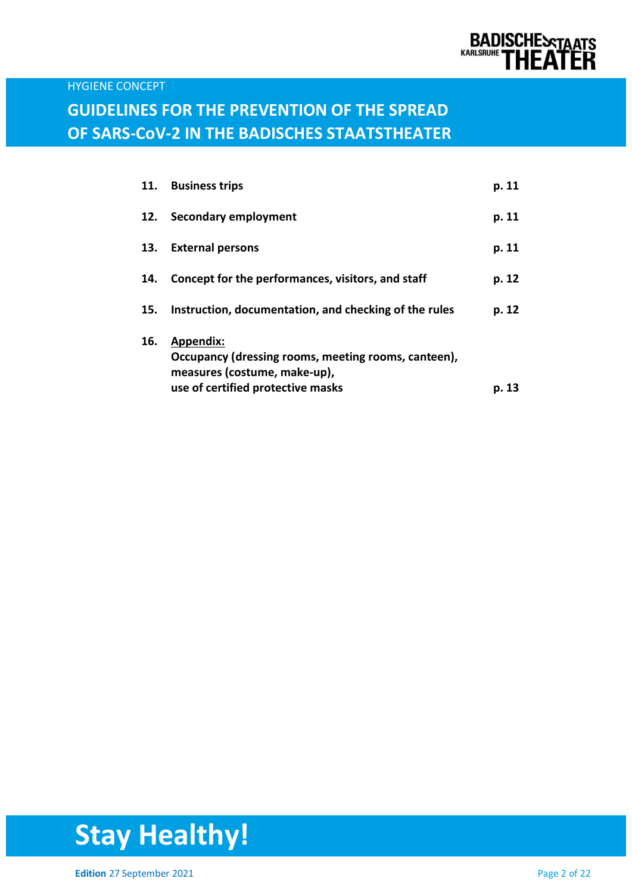| | | |
|---|---|---|
| **11.** | **Business trips** | **p. 11** |
| **12.** | **Secondary employment** | **p. 11** |
| **13.** | **External persons** | **p. 11** |
| **14.** | **Concept for the performances, visitors, and staff** | **p. 12** |
| **15.** | **Instruction, documentation, and checking of the rules** | **p. 12** |
| **16.** | **Appendix:** **Occupancy (dressing rooms, meeting rooms, canteen), measures (costume, make-up), use of certified protective masks** | **p. 13** |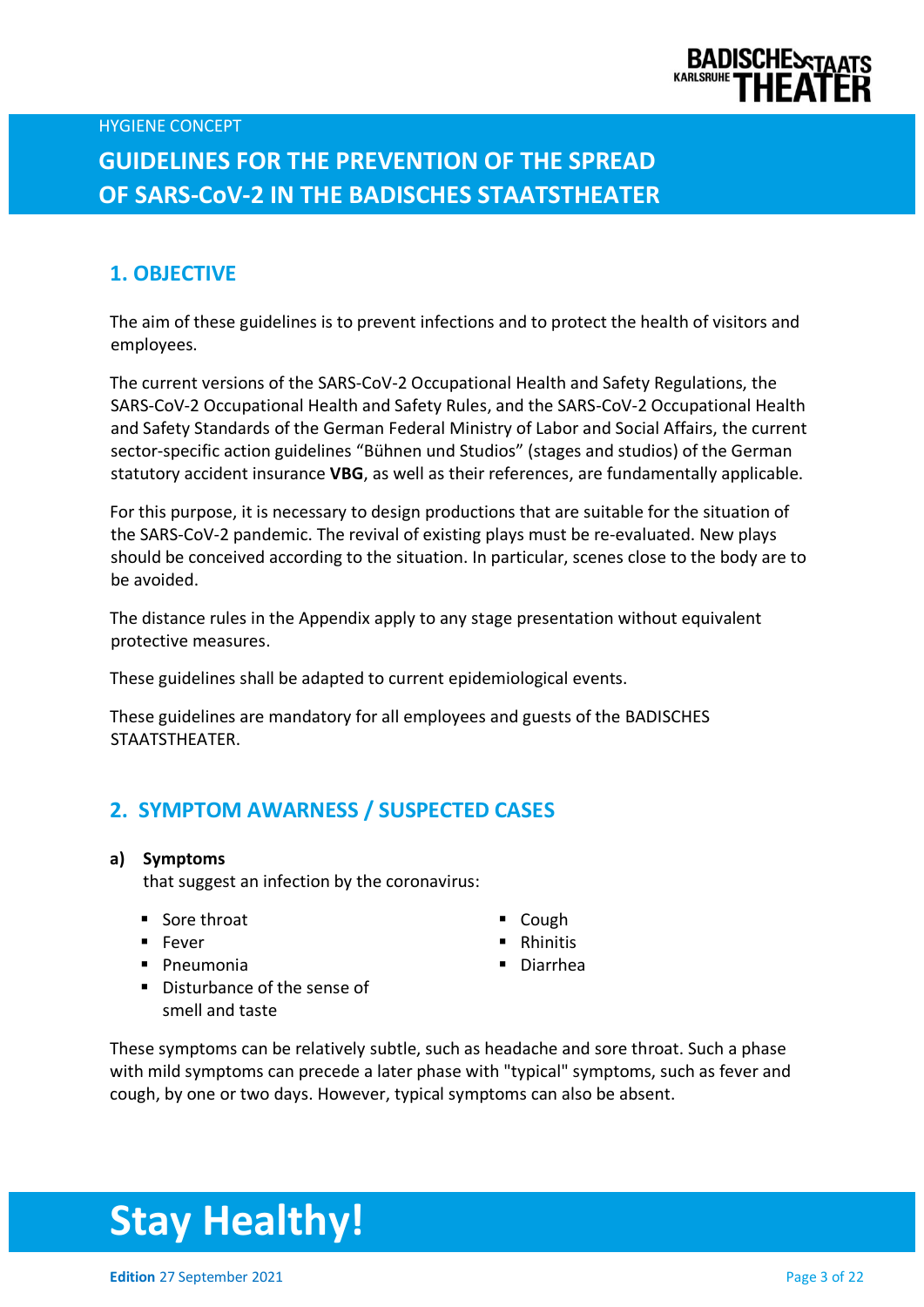HYGIENE CONCEPT

# GUIDELINES FOR THE PREVENTION OF THE SPREAD OF SARS-CoV-2 IN THE BADISCHES STAATSTHEATER

## 1. OBJECTIVE

The aim of these guidelines is to prevent infections and to protect the health of visitors and employees.

The current versions of the SARS-CoV-2 Occupational Health and Safety Regulations, the SARS-CoV-2 Occupational Health and Safety Rules, and the SARS-CoV-2 Occupational Health and Safety Standards of the German Federal Ministry of Labor and Social Affairs, the current sector-specific action guidelines “Bühnen und Studios” (stages and studios) of the German statutory accident insurance **VBG**, as well as their references, are fundamentally applicable.

For this purpose, it is necessary to design productions that are suitable for the situation of the SARS-CoV-2 pandemic. The revival of existing plays must be re-evaluated. New plays should be conceived according to the situation. In particular, scenes close to the body are to be avoided.

The distance rules in the Appendix apply to any stage presentation without equivalent protective measures.

These guidelines shall be adapted to current epidemiological events.

These guidelines are mandatory for all employees and guests of the BADISCHES STAATSTHEATER.

## 2. SYMPTOM AWARNESS / SUSPECTED CASES

**a) Symptoms**
that suggest an infection by the coronavirus:

- Sore throat
- Fever
- Pneumonia
- Disturbance of the sense of smell and taste
- Cough
- Rhinitis
- Diarrhea

These symptoms can be relatively subtle, such as headache and sore throat. Such a phase with mild symptoms can precede a later phase with "typical" symptoms, such as fever and cough, by one or two days. However, typical symptoms can also be absent.

# Stay Healthy!

**Edition** 27 September 2021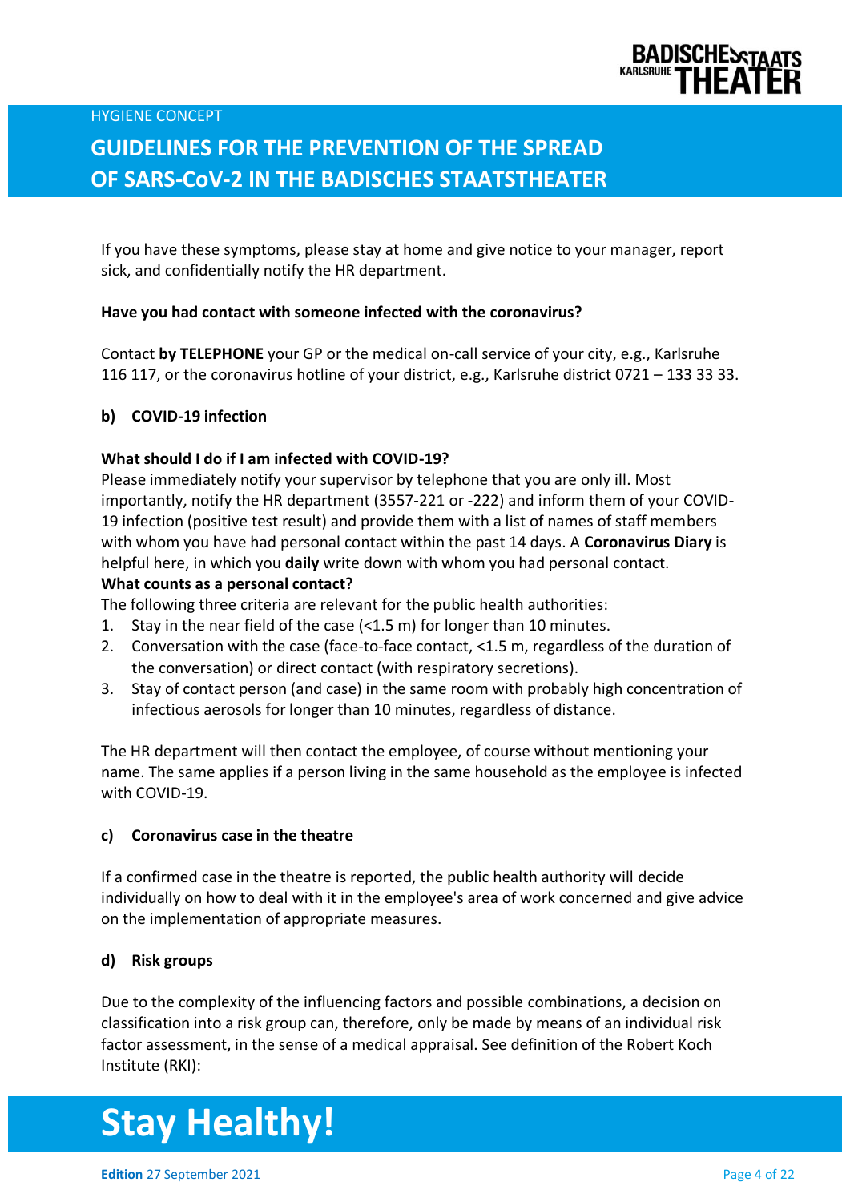If you have these symptoms, please stay at home and give notice to your manager, report sick, and confidentially notify the HR department.

**Have you had contact with someone infected with the coronavirus?**

Contact **by TELEPHONE** your GP or the medical on-call service of your city, e.g., Karlsruhe 116 117, or the coronavirus hotline of your district, e.g., Karlsruhe district 0721 – 133 33 33.

### b) COVID-19 infection

**What should I do if I am infected with COVID-19?**

Please immediately notify your supervisor by telephone that you are only ill. Most importantly, notify the HR department (3557-221 or -222) and inform them of your COVID-19 infection (positive test result) and provide them with a list of names of staff members with whom you have had personal contact within the past 14 days. A **Coronavirus Diary** is helpful here, in which you **daily** write down with whom you had personal contact.

**What counts as a personal contact?**

The following three criteria are relevant for the public health authorities:

1. Stay in the near field of the case (<1.5 m) for longer than 10 minutes.
2. Conversation with the case (face-to-face contact, <1.5 m, regardless of the duration of the conversation) or direct contact (with respiratory secretions).
3. Stay of contact person (and case) in the same room with probably high concentration of infectious aerosols for longer than 10 minutes, regardless of distance.

The HR department will then contact the employee, of course without mentioning your name. The same applies if a person living in the same household as the employee is infected with COVID-19.

### c) Coronavirus case in the theatre

If a confirmed case in the theatre is reported, the public health authority will decide individually on how to deal with it in the employee's area of work concerned and give advice on the implementation of appropriate measures.

### d) Risk groups

Due to the complexity of the influencing factors and possible combinations, a decision on classification into a risk group can, therefore, only be made by means of an individual risk factor assessment, in the sense of a medical appraisal. See definition of the Robert Koch Institute (RKI):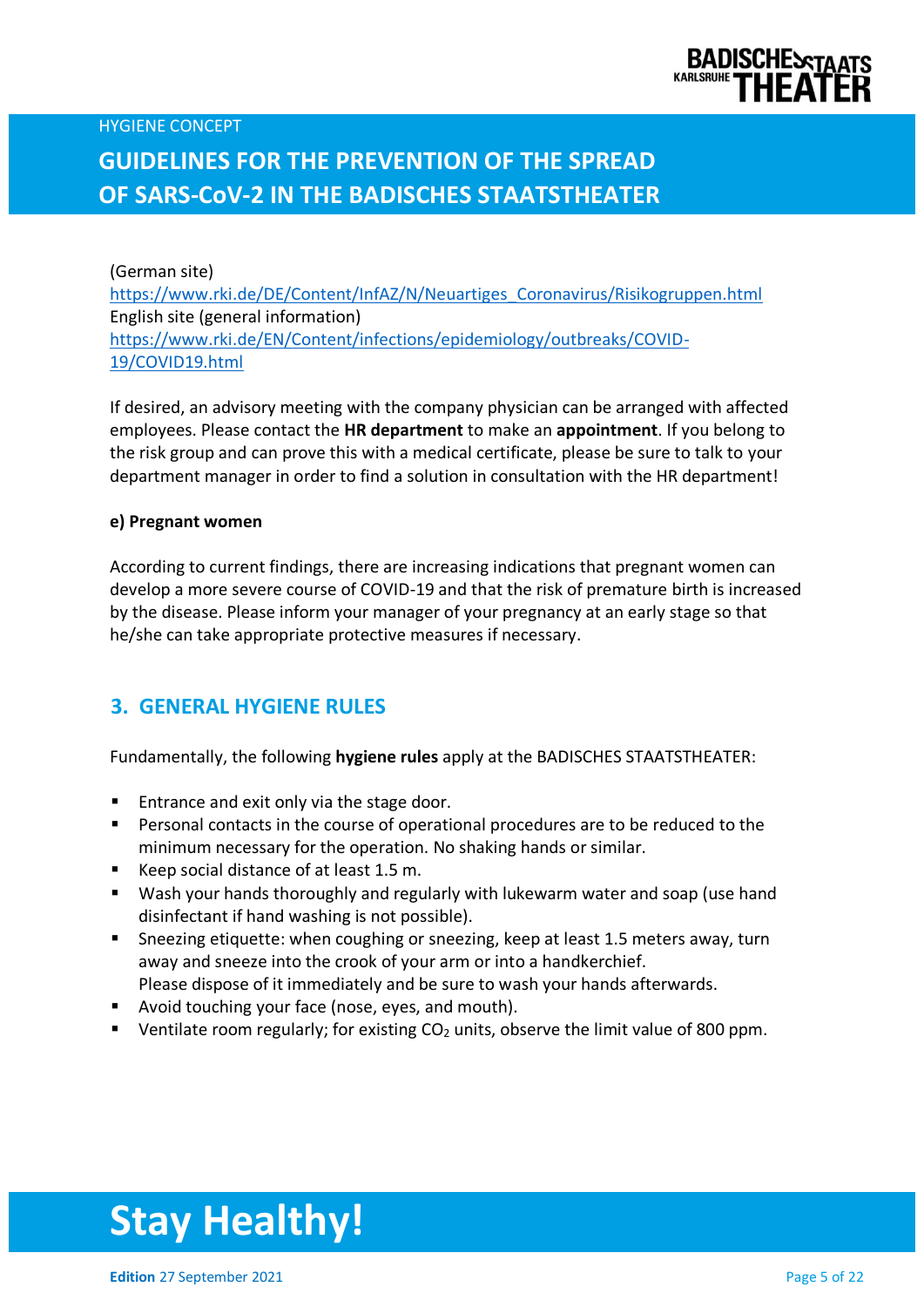(German site)
https://www.rki.de/DE/Content/InfAZ/N/Neuartiges_Coronavirus/Risikogruppen.html
English site (general information)
https://www.rki.de/EN/Content/infections/epidemiology/outbreaks/COVID-19/COVID19.html

If desired, an advisory meeting with the company physician can be arranged with affected employees. Please contact the **HR department** to make an **appointment**. If you belong to the risk group and can prove this with a medical certificate, please be sure to talk to your department manager in order to find a solution in consultation with the HR department!

**e) Pregnant women**

According to current findings, there are increasing indications that pregnant women can develop a more severe course of COVID-19 and that the risk of premature birth is increased by the disease. Please inform your manager of your pregnancy at an early stage so that he/she can take appropriate protective measures if necessary.

## 3. GENERAL HYGIENE RULES

Fundamentally, the following **hygiene rules** apply at the BADISCHES STAATSTHEATER:

- Entrance and exit only via the stage door.
- Personal contacts in the course of operational procedures are to be reduced to the minimum necessary for the operation. No shaking hands or similar.
- Keep social distance of at least 1.5 m.
- Wash your hands thoroughly and regularly with lukewarm water and soap (use hand disinfectant if hand washing is not possible).
- Sneezing etiquette: when coughing or sneezing, keep at least 1.5 meters away, turn away and sneeze into the crook of your arm or into a handkerchief.
  Please dispose of it immediately and be sure to wash your hands afterwards.
- Avoid touching your face (nose, eyes, and mouth).
- Ventilate room regularly; for existing $CO_2$ units, observe the limit value of 800 ppm.

# Stay Healthy!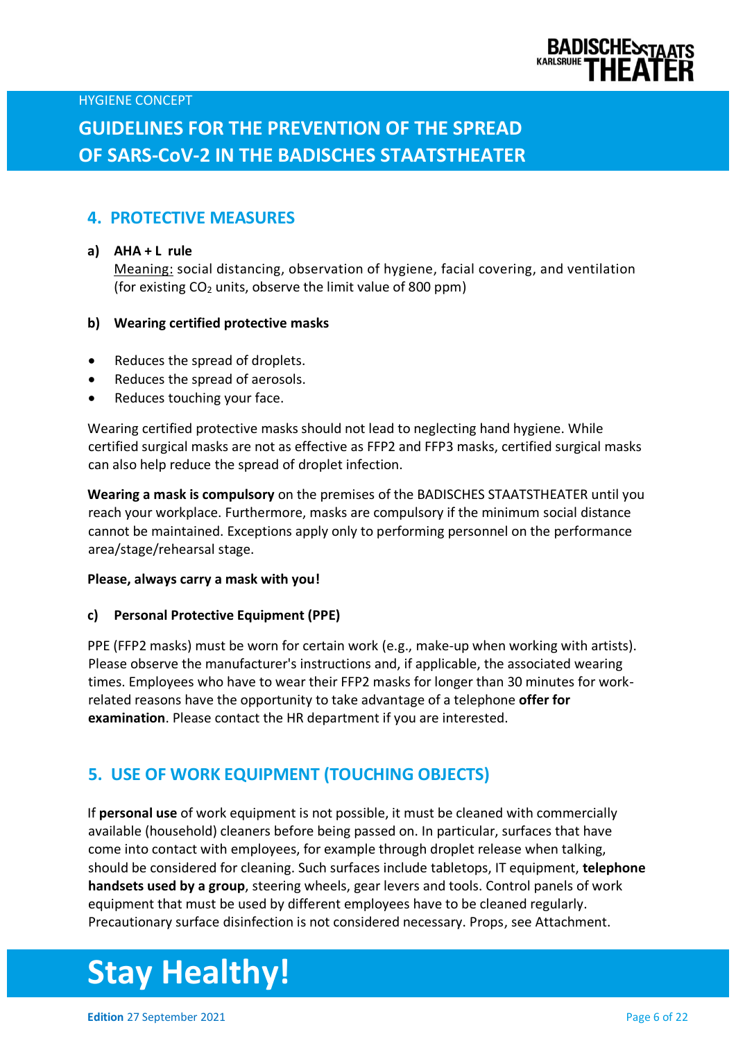## 4. PROTECTIVE MEASURES

**a) AHA + L rule**

Meaning: social distancing, observation of hygiene, facial covering, and ventilation (for existing $CO_2$ units, observe the limit value of 800 ppm)

**b) Wearing certified protective masks**

- Reduces the spread of droplets.
- Reduces the spread of aerosols.
- Reduces touching your face.

Wearing certified protective masks should not lead to neglecting hand hygiene. While certified surgical masks are not as effective as FFP2 and FFP3 masks, certified surgical masks can also help reduce the spread of droplet infection.

**Wearing a mask is compulsory** on the premises of the BADISCHES STAATSTHEATER until you reach your workplace. Furthermore, masks are compulsory if the minimum social distance cannot be maintained. Exceptions apply only to performing personnel on the performance area/stage/rehearsal stage.

**Please, always carry a mask with you!**

**c) Personal Protective Equipment (PPE)**

PPE (FFP2 masks) must be worn for certain work (e.g., make-up when working with artists). Please observe the manufacturer's instructions and, if applicable, the associated wearing times. Employees who have to wear their FFP2 masks for longer than 30 minutes for work-related reasons have the opportunity to take advantage of a telephone **offer for examination**. Please contact the HR department if you are interested.

## 5. USE OF WORK EQUIPMENT (TOUCHING OBJECTS)

If **personal use** of work equipment is not possible, it must be cleaned with commercially available (household) cleaners before being passed on. In particular, surfaces that have come into contact with employees, for example through droplet release when talking, should be considered for cleaning. Such surfaces include tabletops, IT equipment, **telephone handsets used by a group**, steering wheels, gear levers and tools. Control panels of work equipment that must be used by different employees have to be cleaned regularly. Precautionary surface disinfection is not considered necessary. Props, see Attachment.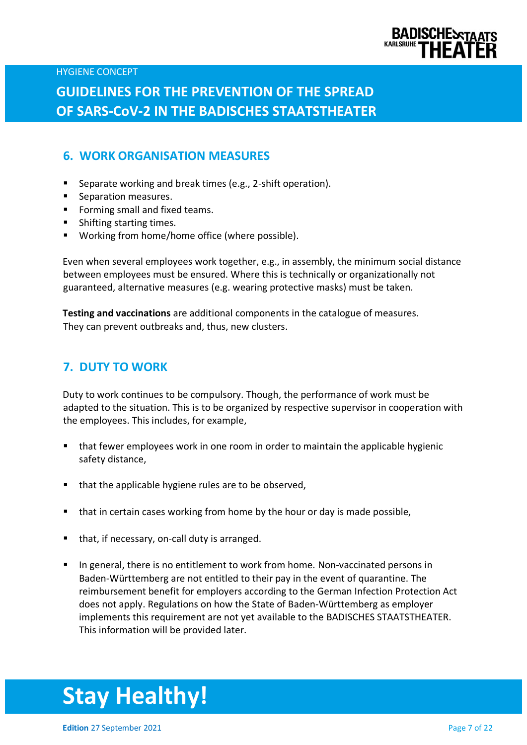## 6. WORK ORGANISATION MEASURES

- Separate working and break times (e.g., 2-shift operation).
- Separation measures.
- Forming small and fixed teams.
- Shifting starting times.
- Working from home/home office (where possible).

Even when several employees work together, e.g., in assembly, the minimum social distance between employees must be ensured. Where this is technically or organizationally not guaranteed, alternative measures (e.g. wearing protective masks) must be taken.

**Testing and vaccinations** are additional components in the catalogue of measures. They can prevent outbreaks and, thus, new clusters.

## 7. DUTY TO WORK

Duty to work continues to be compulsory. Though, the performance of work must be adapted to the situation. This is to be organized by respective supervisor in cooperation with the employees. This includes, for example,

- that fewer employees work in one room in order to maintain the applicable hygienic safety distance,
- that the applicable hygiene rules are to be observed,
- that in certain cases working from home by the hour or day is made possible,
- that, if necessary, on-call duty is arranged.
- In general, there is no entitlement to work from home. Non-vaccinated persons in Baden-Württemberg are not entitled to their pay in the event of quarantine. The reimbursement benefit for employers according to the German Infection Protection Act does not apply. Regulations on how the State of Baden-Württemberg as employer implements this requirement are not yet available to the BADISCHES STAATSTHEATER. This information will be provided later.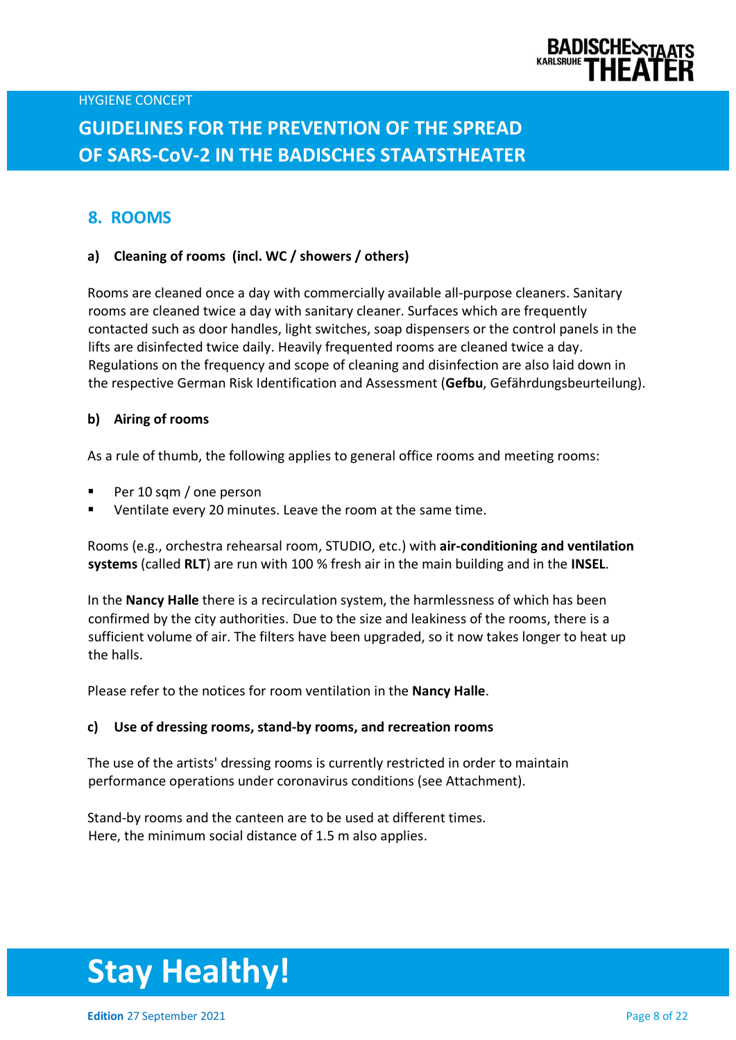## 8. ROOMS

### a) Cleaning of rooms (incl. WC / showers / others)

Rooms are cleaned once a day with commercially available all-purpose cleaners. Sanitary rooms are cleaned twice a day with sanitary cleaner. Surfaces which are frequently contacted such as door handles, light switches, soap dispensers or the control panels in the lifts are disinfected twice daily. Heavily frequented rooms are cleaned twice a day. Regulations on the frequency and scope of cleaning and disinfection are also laid down in the respective German Risk Identification and Assessment (**Gefbu**, Gefährdungsbeurteilung).

### b) Airing of rooms

As a rule of thumb, the following applies to general office rooms and meeting rooms:

- Per 10 sqm / one person
- Ventilate every 20 minutes. Leave the room at the same time.

Rooms (e.g., orchestra rehearsal room, STUDIO, etc.) with **air-conditioning and ventilation systems** (called **RLT**) are run with 100 % fresh air in the main building and in the **INSEL**.

In the **Nancy Halle** there is a recirculation system, the harmlessness of which has been confirmed by the city authorities. Due to the size and leakiness of the rooms, there is a sufficient volume of air. The filters have been upgraded, so it now takes longer to heat up the halls.

Please refer to the notices for room ventilation in the **Nancy Halle**.

### c) Use of dressing rooms, stand-by rooms, and recreation rooms

The use of the artists' dressing rooms is currently restricted in order to maintain performance operations under coronavirus conditions (see Attachment).

Stand-by rooms and the canteen are to be used at different times.
Here, the minimum social distance of 1.5 m also applies.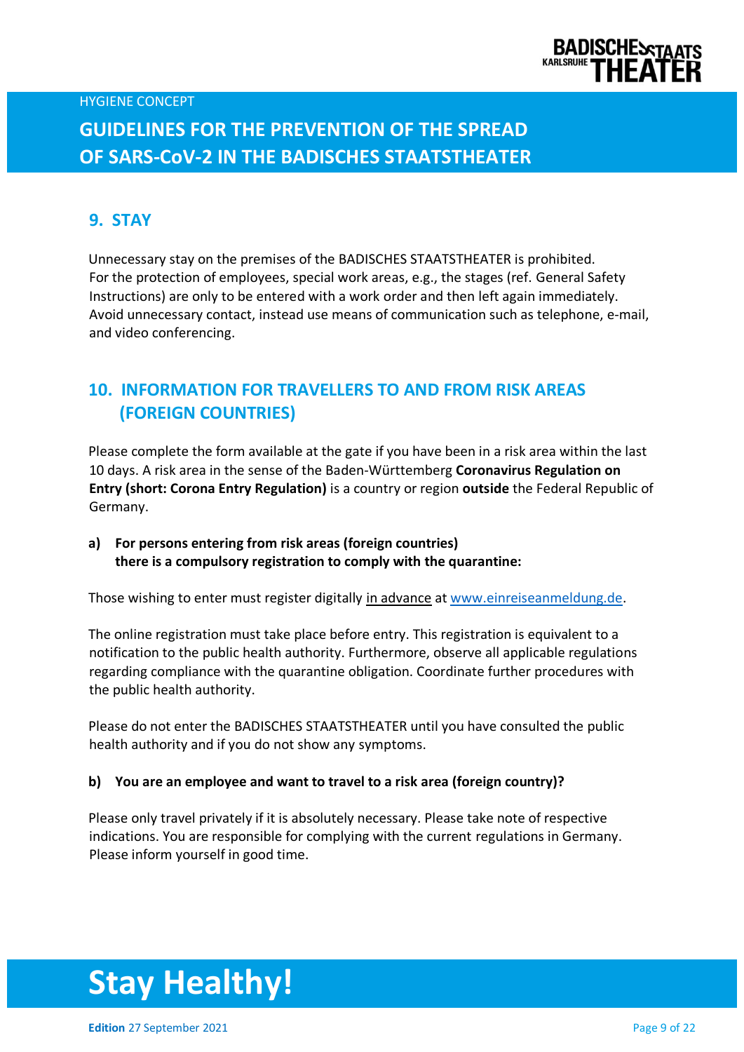## 9. STAY

Unnecessary stay on the premises of the BADISCHES STAATSTHEATER is prohibited. For the protection of employees, special work areas, e.g., the stages (ref. General Safety Instructions) are only to be entered with a work order and then left again immediately. Avoid unnecessary contact, instead use means of communication such as telephone, e-mail, and video conferencing.

## 10. INFORMATION FOR TRAVELLERS TO AND FROM RISK AREAS (FOREIGN COUNTRIES)

Please complete the form available at the gate if you have been in a risk area within the last 10 days. A risk area in the sense of the Baden-Württemberg **Coronavirus Regulation on Entry (short: Corona Entry Regulation)** is a country or region **outside** the Federal Republic of Germany.

**a) For persons entering from risk areas (foreign countries) there is a compulsory registration to comply with the quarantine:**

Those wishing to enter must register digitally in advance at www.einreiseanmeldung.de.

The online registration must take place before entry. This registration is equivalent to a notification to the public health authority. Furthermore, observe all applicable regulations regarding compliance with the quarantine obligation. Coordinate further procedures with the public health authority.

Please do not enter the BADISCHES STAATSTHEATER until you have consulted the public health authority and if you do not show any symptoms.

**b) You are an employee and want to travel to a risk area (foreign country)?**

Please only travel privately if it is absolutely necessary. Please take note of respective indications. You are responsible for complying with the current regulations in Germany. Please inform yourself in good time.

# Stay Healthy!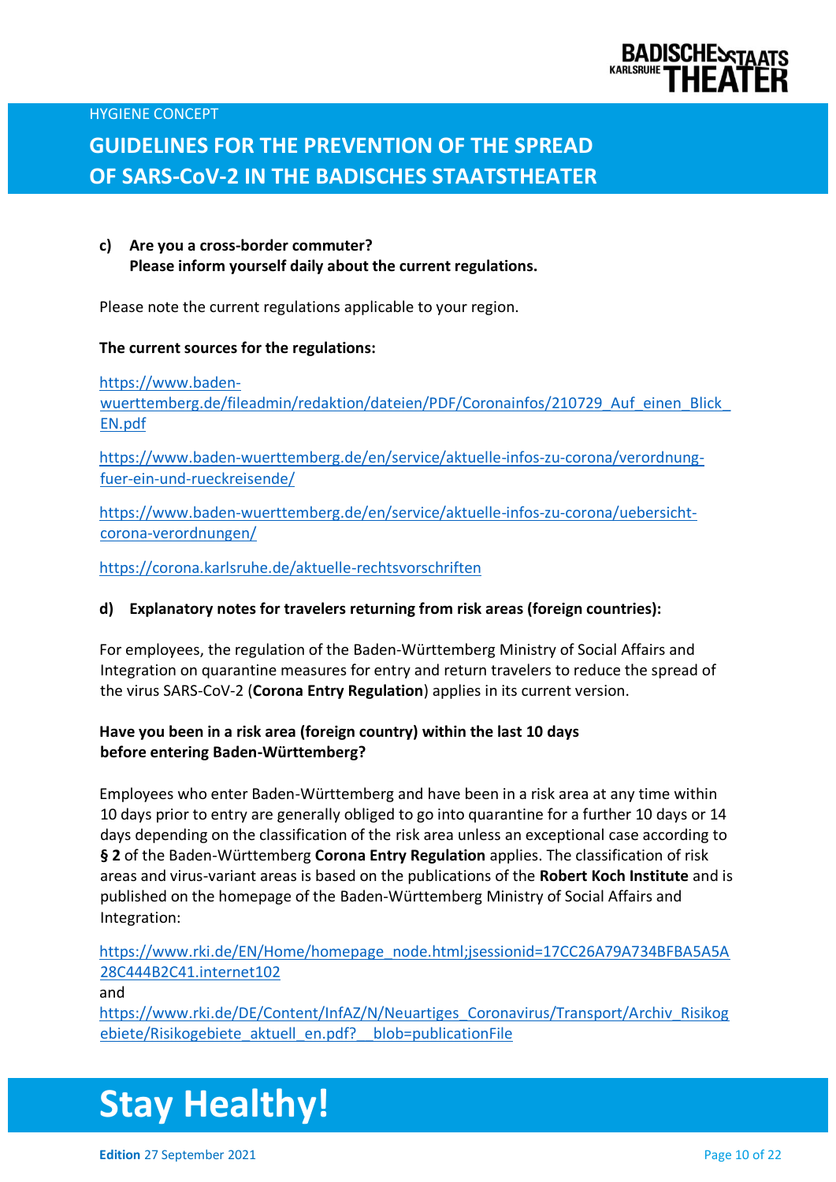**c) Are you a cross-border commuter?
Please inform yourself daily about the current regulations.**

Please note the current regulations applicable to your region.

**The current sources for the regulations:**

https://www.baden-wuerttemberg.de/fileadmin/redaktion/dateien/PDF/Coronainfos/210729_Auf_einen_Blick_EN.pdf

https://www.baden-wuerttemberg.de/en/service/aktuelle-infos-zu-corona/verordnung-fuer-ein-und-rueckreisende/

https://www.baden-wuerttemberg.de/en/service/aktuelle-infos-zu-corona/uebersicht-corona-verordnungen/

https://corona.karlsruhe.de/aktuelle-rechtsvorschriften

**d) Explanatory notes for travelers returning from risk areas (foreign countries):**

For employees, the regulation of the Baden-Württemberg Ministry of Social Affairs and Integration on quarantine measures for entry and return travelers to reduce the spread of the virus SARS-CoV-2 (**Corona Entry Regulation**) applies in its current version.

**Have you been in a risk area (foreign country) within the last 10 days before entering Baden-Württemberg?**

Employees who enter Baden-Württemberg and have been in a risk area at any time within 10 days prior to entry are generally obliged to go into quarantine for a further 10 days or 14 days depending on the classification of the risk area unless an exceptional case according to **§ 2** of the Baden-Württemberg **Corona Entry Regulation** applies. The classification of risk areas and virus-variant areas is based on the publications of the **Robert Koch Institute** and is published on the homepage of the Baden-Württemberg Ministry of Social Affairs and Integration:

https://www.rki.de/EN/Home/homepage_node.html;jsessionid=17CC26A79A734BFBA5A5A28C444B2C41.internet102
and
https://www.rki.de/DE/Content/InfAZ/N/Neuartiges_Coronavirus/Transport/Archiv_Risikogebiete/Risikogebiete_aktuell_en.pdf?__blob=publicationFile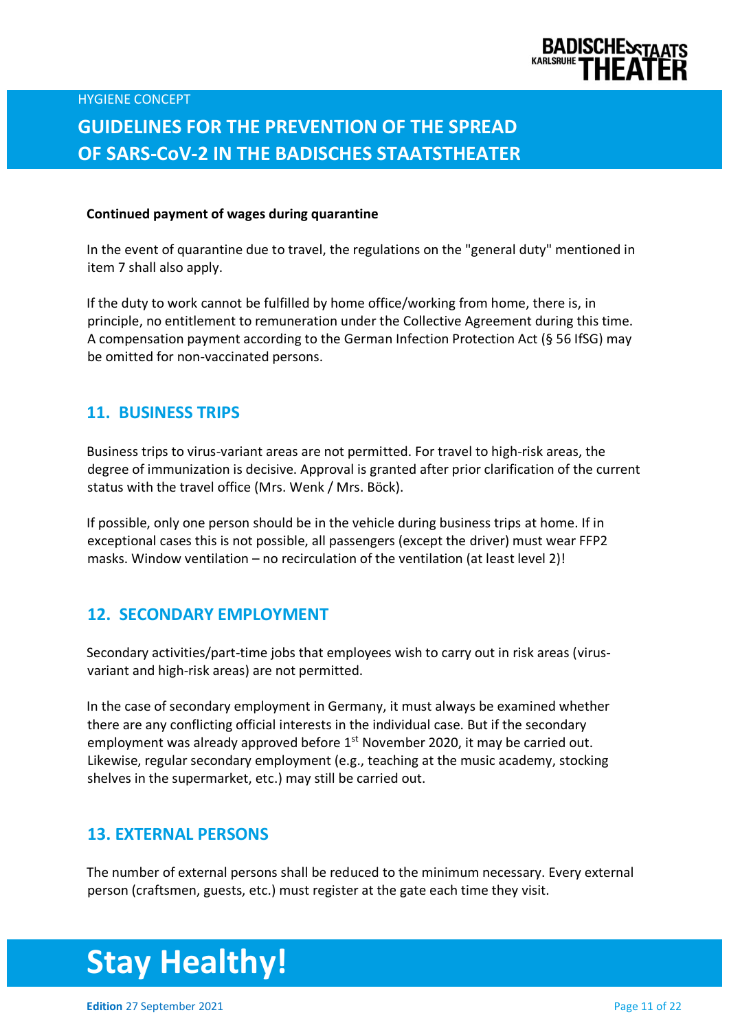**Continued payment of wages during quarantine**

In the event of quarantine due to travel, the regulations on the "general duty" mentioned in item 7 shall also apply.

If the duty to work cannot be fulfilled by home office/working from home, there is, in principle, no entitlement to remuneration under the Collective Agreement during this time. A compensation payment according to the German Infection Protection Act (§ 56 IfSG) may be omitted for non-vaccinated persons.

## 11. BUSINESS TRIPS

Business trips to virus-variant areas are not permitted. For travel to high-risk areas, the degree of immunization is decisive. Approval is granted after prior clarification of the current status with the travel office (Mrs. Wenk / Mrs. Böck).

If possible, only one person should be in the vehicle during business trips at home. If in exceptional cases this is not possible, all passengers (except the driver) must wear FFP2 masks. Window ventilation – no recirculation of the ventilation (at least level 2)!

## 12. SECONDARY EMPLOYMENT

Secondary activities/part-time jobs that employees wish to carry out in risk areas (virus-variant and high-risk areas) are not permitted.

In the case of secondary employment in Germany, it must always be examined whether there are any conflicting official interests in the individual case. But if the secondary employment was already approved before 1st November 2020, it may be carried out. Likewise, regular secondary employment (e.g., teaching at the music academy, stocking shelves in the supermarket, etc.) may still be carried out.

## 13. EXTERNAL PERSONS

The number of external persons shall be reduced to the minimum necessary. Every external person (craftsmen, guests, etc.) must register at the gate each time they visit.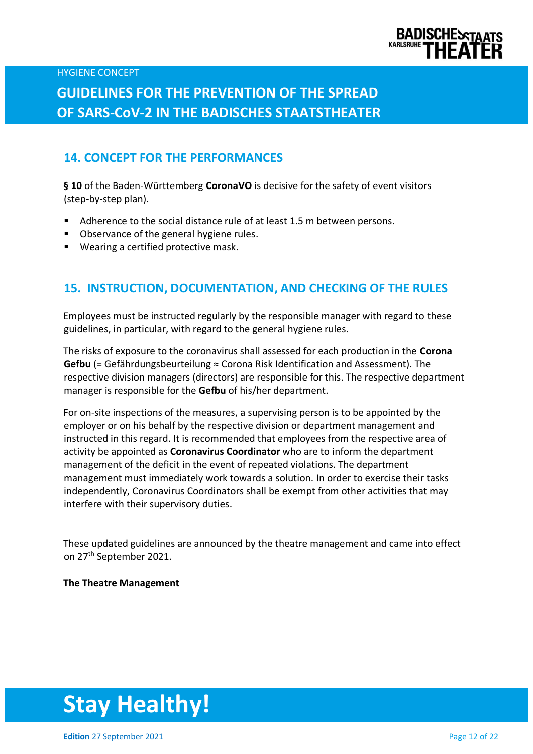## 14. CONCEPT FOR THE PERFORMANCES

**§ 10** of the Baden-Württemberg **CoronaVO** is decisive for the safety of event visitors (step-by-step plan).

- Adherence to the social distance rule of at least 1.5 m between persons.
- Observance of the general hygiene rules.
- Wearing a certified protective mask.

## 15. INSTRUCTION, DOCUMENTATION, AND CHECKING OF THE RULES

Employees must be instructed regularly by the responsible manager with regard to these guidelines, in particular, with regard to the general hygiene rules.

The risks of exposure to the coronavirus shall assessed for each production in the **Corona Gefbu** (= Gefährdungsbeurteilung ≈ Corona Risk Identification and Assessment). The respective division managers (directors) are responsible for this. The respective department manager is responsible for the **Gefbu** of his/her department.

For on-site inspections of the measures, a supervising person is to be appointed by the employer or on his behalf by the respective division or department management and instructed in this regard. It is recommended that employees from the respective area of activity be appointed as **Coronavirus Coordinator** who are to inform the department management of the deficit in the event of repeated violations. The department management must immediately work towards a solution. In order to exercise their tasks independently, Coronavirus Coordinators shall be exempt from other activities that may interfere with their supervisory duties.

These updated guidelines are announced by the theatre management and came into effect on 27th September 2021.

**The Theatre Management**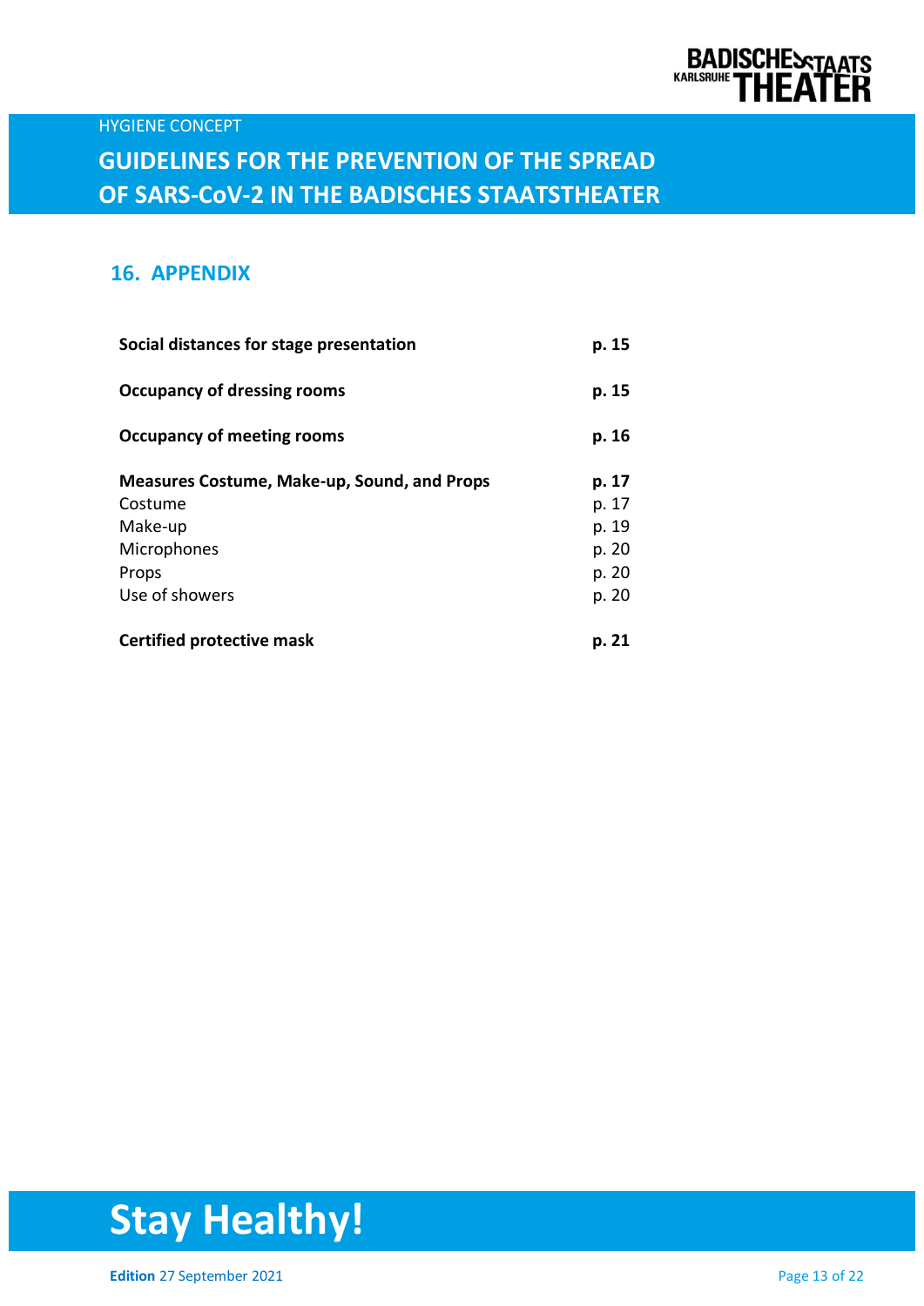## 16. APPENDIX

| | |
|---|---|
| **Social distances for stage presentation** | **p. 15** |
| **Occupancy of dressing rooms** | **p. 15** |
| **Occupancy of meeting rooms** | **p. 16** |
| **Measures Costume, Make-up, Sound, and Props** | **p. 17** |
| Costume | p. 17 |
| Make-up | p. 19 |
| Microphones | p. 20 |
| Props | p. 20 |
| Use of showers | p. 20 |
| **Certified protective mask** | **p. 21** |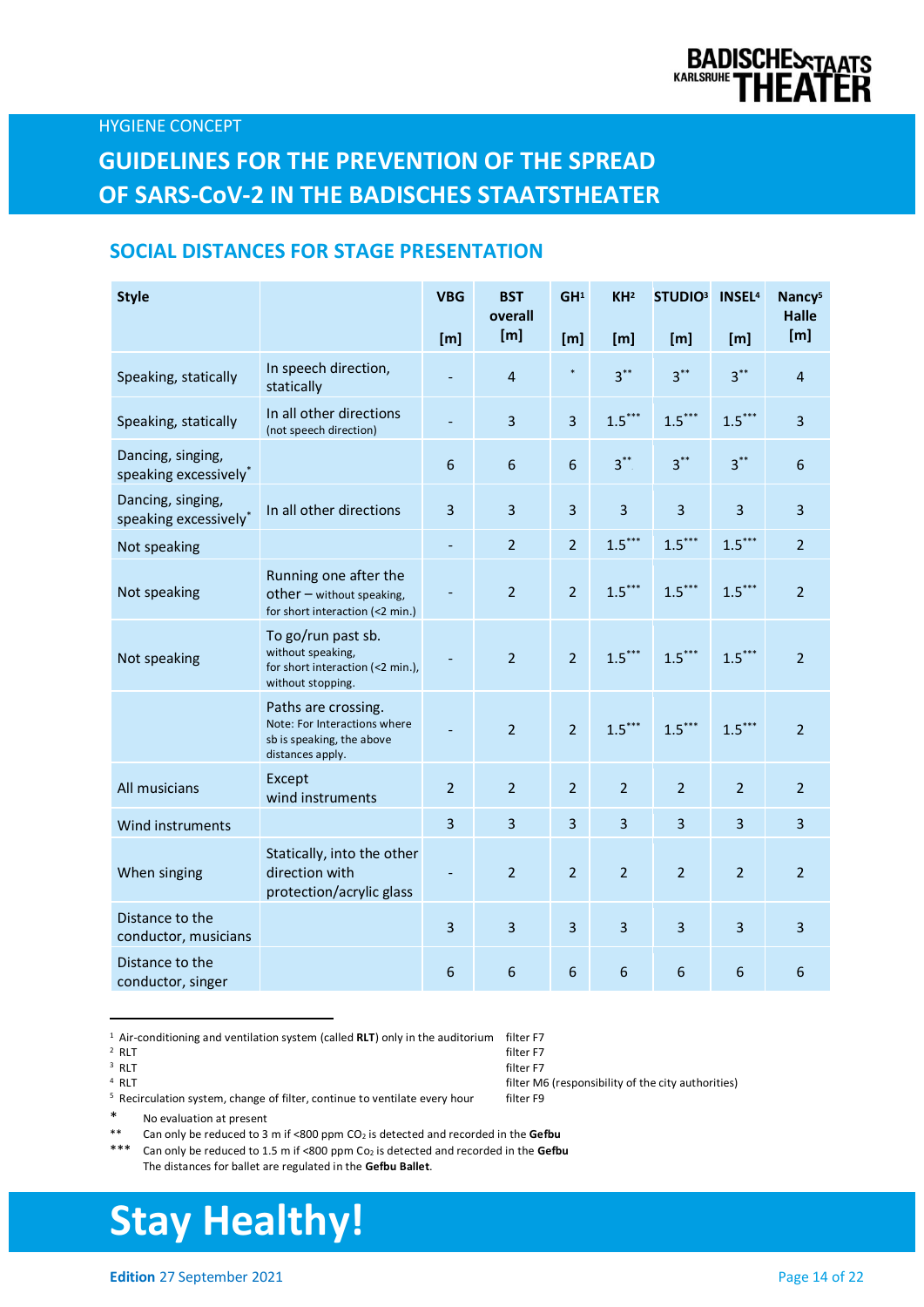HYGIENE CONCEPT

# GUIDELINES FOR THE PREVENTION OF THE SPREAD OF SARS-CoV-2 IN THE BADISCHES STAATSTHEATER

## SOCIAL DISTANCES FOR STAGE PRESENTATION

| Style | | VBG [m] | BST overall [m] | GH[1] [m] | KH[2] [m] | STUDIO[3] [m] | INSEL[4] [m] | Nancy[5] Halle [m] |
|---|---|---|---|---|---|---|---|---|
| Speaking, statically | In speech direction, statically | - | 4 | * | 3** | 3** | 3** | 4 |
| Speaking, statically | In all other directions (not speech direction) | - | 3 | 3 | 1.5*** | 1.5*** | 1.5*** | 3 |
| Dancing, singing, speaking excessively* | | 6 | 6 | 6 | 3** | 3** | 3** | 6 |
| Dancing, singing, speaking excessively* | In all other directions | 3 | 3 | 3 | 3 | 3 | 3 | 3 |
| Not speaking | | - | 2 | 2 | 1.5*** | 1.5*** | 1.5*** | 2 |
| Not speaking | Running one after the other – without speaking, for short interaction (<2 min.) | - | 2 | 2 | 1.5*** | 1.5*** | 1.5*** | 2 |
| Not speaking | To go/run past sb. without speaking, for short interaction (<2 min.), without stopping. | - | 2 | 2 | 1.5*** | 1.5*** | 1.5*** | 2 |
| | Paths are crossing. Note: For Interactions where sb is speaking, the above distances apply. | - | 2 | 2 | 1.5*** | 1.5*** | 1.5*** | 2 |
| All musicians | Except wind instruments | 2 | 2 | 2 | 2 | 2 | 2 | 2 |
| Wind instruments | | 3 | 3 | 3 | 3 | 3 | 3 | 3 |
| When singing | Statically, into the other direction with protection/acrylic glass | - | 2 | 2 | 2 | 2 | 2 | 2 |
| Distance to the conductor, musicians | | 3 | 3 | 3 | 3 | 3 | 3 | 3 |
| Distance to the conductor, singer | | 6 | 6 | 6 | 6 | 6 | 6 | 6 |

[1] Air-conditioning and ventilation system (called **RLT**) only in the auditorium — filter F7
[2] RLT — filter F7
[3] RLT — filter F7
[4] RLT — filter M6 (responsibility of the city authorities)
[5] Recirculation system, change of filter, continue to ventilate every hour — filter F9

\* No evaluation at present
\*\* Can only be reduced to 3 m if <800 ppm $CO_2$ is detected and recorded in the **Gefbu**
\*\*\* Can only be reduced to 1.5 m if <800 ppm $CO_2$ is detected and recorded in the **Gefbu**
The distances for ballet are regulated in the **Gefbu Ballet**.

# Stay Healthy!

**Edition** 27 September 2021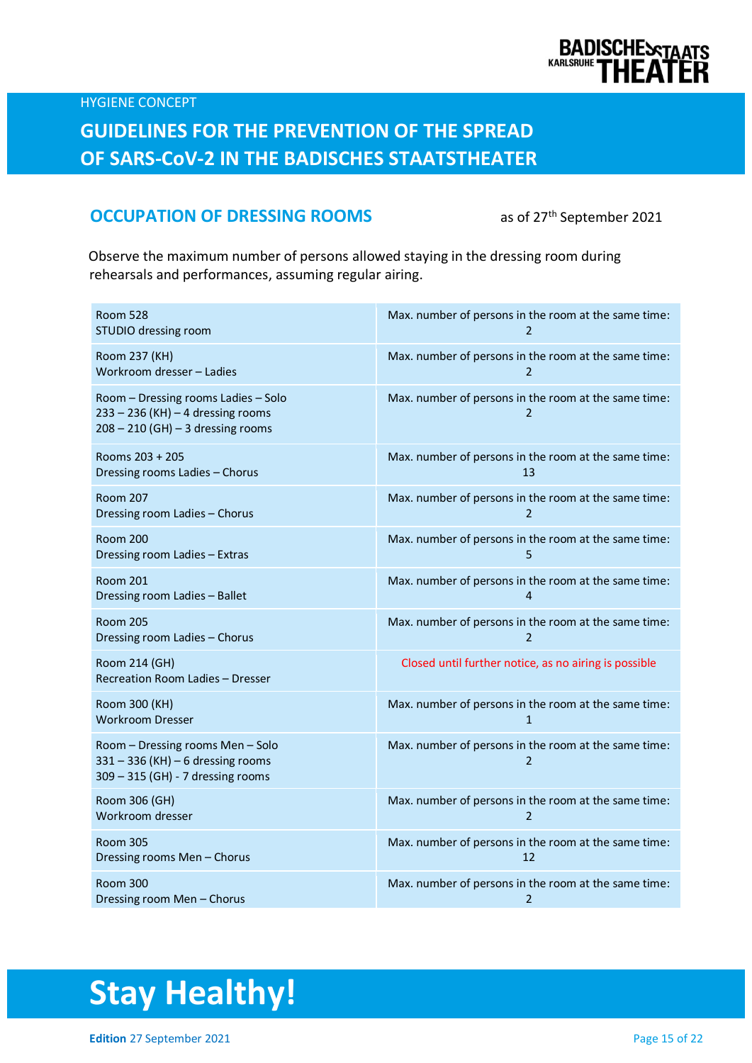HYGIENE CONCEPT

# GUIDELINES FOR THE PREVENTION OF THE SPREAD OF SARS-CoV-2 IN THE BADISCHES STAATSTHEATER

## OCCUPATION OF DRESSING ROOMS

as of 27th September 2021

Observe the maximum number of persons allowed staying in the dressing room during rehearsals and performances, assuming regular airing.

| Room | Max. number of persons |
|---|---|
| Room 528<br>STUDIO dressing room | Max. number of persons in the room at the same time: 2 |
| Room 237 (KH)<br>Workroom dresser – Ladies | Max. number of persons in the room at the same time: 2 |
| Room – Dressing rooms Ladies – Solo<br>233 – 236 (KH) – 4 dressing rooms<br>208 – 210 (GH) – 3 dressing rooms | Max. number of persons in the room at the same time: 2 |
| Rooms 203 + 205<br>Dressing rooms Ladies – Chorus | Max. number of persons in the room at the same time: 13 |
| Room 207<br>Dressing room Ladies – Chorus | Max. number of persons in the room at the same time: 2 |
| Room 200<br>Dressing room Ladies – Extras | Max. number of persons in the room at the same time: 5 |
| Room 201<br>Dressing room Ladies – Ballet | Max. number of persons in the room at the same time: 4 |
| Room 205<br>Dressing room Ladies – Chorus | Max. number of persons in the room at the same time: 2 |
| Room 214 (GH)<br>Recreation Room Ladies – Dresser | Closed until further notice, as no airing is possible |
| Room 300 (KH)<br>Workroom Dresser | Max. number of persons in the room at the same time: 1 |
| Room – Dressing rooms Men – Solo<br>331 – 336 (KH) – 6 dressing rooms<br>309 – 315 (GH) - 7 dressing rooms | Max. number of persons in the room at the same time: 2 |
| Room 306 (GH)<br>Workroom dresser | Max. number of persons in the room at the same time: 2 |
| Room 305<br>Dressing rooms Men – Chorus | Max. number of persons in the room at the same time: 12 |
| Room 300<br>Dressing room Men – Chorus | Max. number of persons in the room at the same time: 2 |

# Stay Healthy!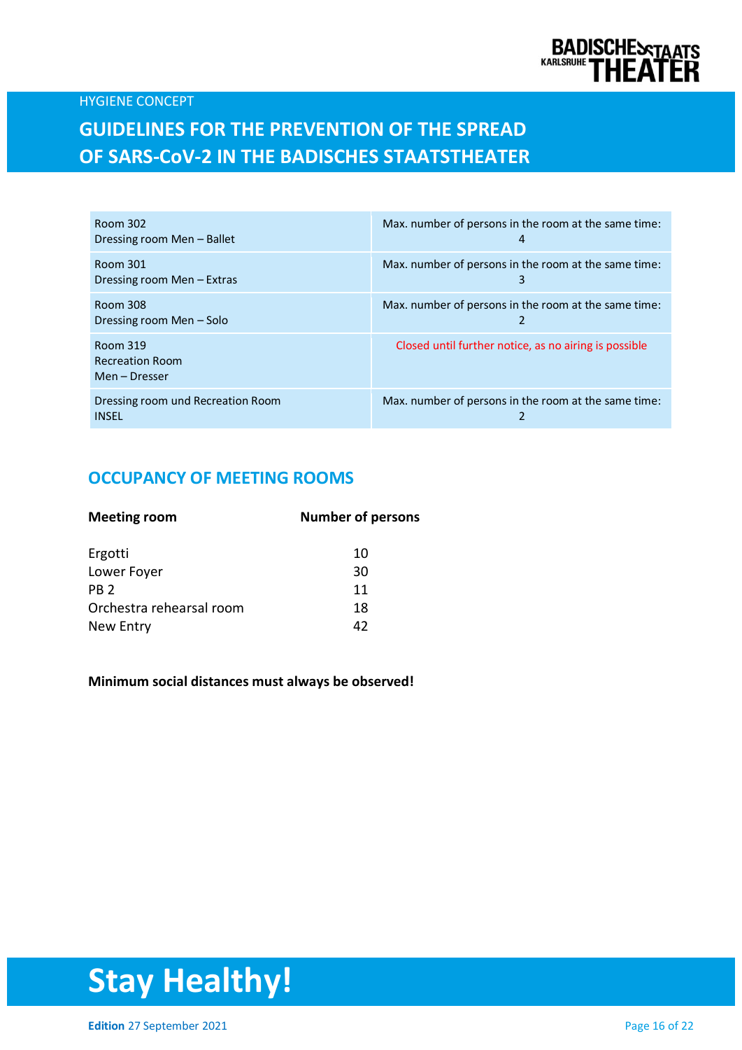| Room | Max. number of persons in the room at the same time |
| --- | --- |
| Room 302<br>Dressing room Men – Ballet | Max. number of persons in the room at the same time: 4 |
| Room 301<br>Dressing room Men – Extras | Max. number of persons in the room at the same time: 3 |
| Room 308<br>Dressing room Men – Solo | Max. number of persons in the room at the same time: 2 |
| Room 319<br>Recreation Room<br>Men – Dresser | Closed until further notice, as no airing is possible |
| Dressing room und Recreation Room<br>INSEL | Max. number of persons in the room at the same time: 2 |

## OCCUPANCY OF MEETING ROOMS

| Meeting room | Number of persons |
| --- | --- |
| Ergotti | 10 |
| Lower Foyer | 30 |
| PB 2 | 11 |
| Orchestra rehearsal room | 18 |
| New Entry | 42 |

**Minimum social distances must always be observed!**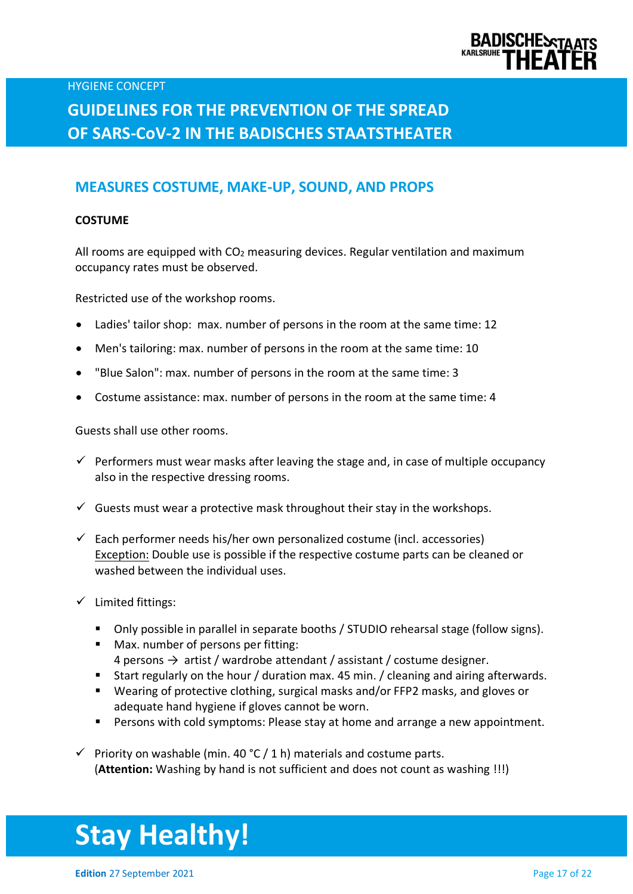## MEASURES COSTUME, MAKE-UP, SOUND, AND PROPS

### COSTUME

All rooms are equipped with $CO_2$ measuring devices. Regular ventilation and maximum occupancy rates must be observed.

Restricted use of the workshop rooms.

- Ladies' tailor shop: max. number of persons in the room at the same time: 12
- Men's tailoring: max. number of persons in the room at the same time: 10
- "Blue Salon": max. number of persons in the room at the same time: 3
- Costume assistance: max. number of persons in the room at the same time: 4

Guests shall use other rooms.

- ✓ Performers must wear masks after leaving the stage and, in case of multiple occupancy also in the respective dressing rooms.
- ✓ Guests must wear a protective mask throughout their stay in the workshops.
- ✓ Each performer needs his/her own personalized costume (incl. accessories)
  Exception: Double use is possible if the respective costume parts can be cleaned or washed between the individual uses.
- ✓ Limited fittings:
  - Only possible in parallel in separate booths / STUDIO rehearsal stage (follow signs).
  - Max. number of persons per fitting:
    4 persons → artist / wardrobe attendant / assistant / costume designer.
  - Start regularly on the hour / duration max. 45 min. / cleaning and airing afterwards.
  - Wearing of protective clothing, surgical masks and/or FFP2 masks, and gloves or adequate hand hygiene if gloves cannot be worn.
  - Persons with cold symptoms: Please stay at home and arrange a new appointment.
- ✓ Priority on washable (min. 40 °C / 1 h) materials and costume parts.
  (**Attention:** Washing by hand is not sufficient and does not count as washing !!!)

# Stay Healthy!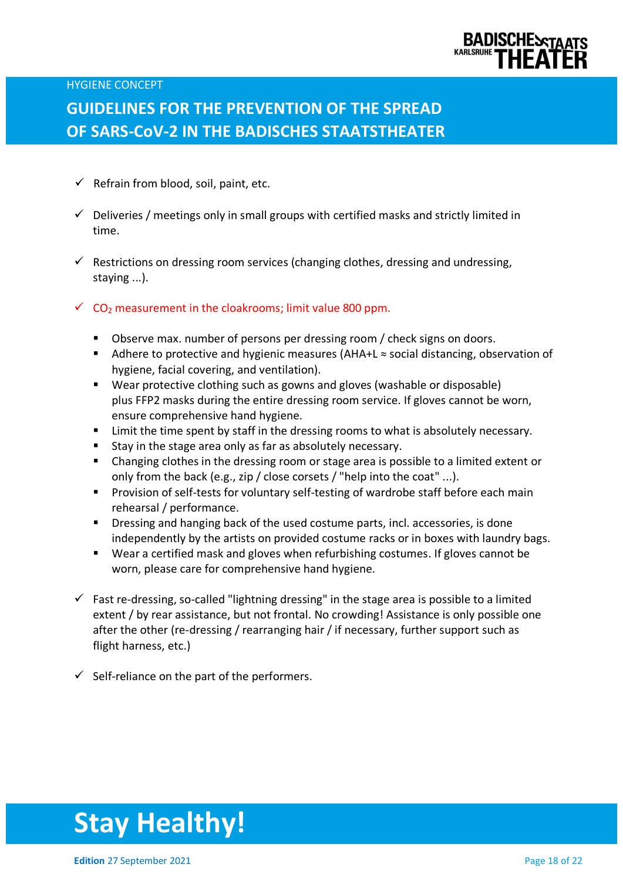- ✓ Refrain from blood, soil, paint, etc.

- ✓ Deliveries / meetings only in small groups with certified masks and strictly limited in time.

- ✓ Restrictions on dressing room services (changing clothes, dressing and undressing, staying ...).

- ✓ $CO_2$ measurement in the cloakrooms; limit value 800 ppm.

  - Observe max. number of persons per dressing room / check signs on doors.
  - Adhere to protective and hygienic measures (AHA+L ≈ social distancing, observation of hygiene, facial covering, and ventilation).
  - Wear protective clothing such as gowns and gloves (washable or disposable) plus FFP2 masks during the entire dressing room service. If gloves cannot be worn, ensure comprehensive hand hygiene.
  - Limit the time spent by staff in the dressing rooms to what is absolutely necessary.
  - Stay in the stage area only as far as absolutely necessary.
  - Changing clothes in the dressing room or stage area is possible to a limited extent or only from the back (e.g., zip / close corsets / "help into the coat" ...).
  - Provision of self-tests for voluntary self-testing of wardrobe staff before each main rehearsal / performance.
  - Dressing and hanging back of the used costume parts, incl. accessories, is done independently by the artists on provided costume racks or in boxes with laundry bags.
  - Wear a certified mask and gloves when refurbishing costumes. If gloves cannot be worn, please care for comprehensive hand hygiene.

- ✓ Fast re-dressing, so-called "lightning dressing" in the stage area is possible to a limited extent / by rear assistance, but not frontal. No crowding! Assistance is only possible one after the other (re-dressing / rearranging hair / if necessary, further support such as flight harness, etc.)

- ✓ Self-reliance on the part of the performers.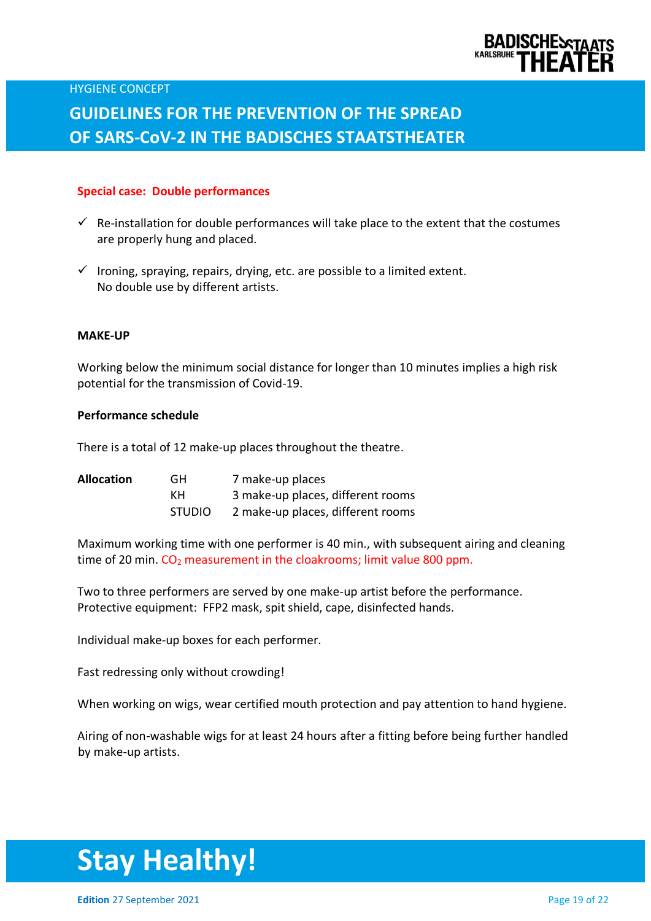**Special case: Double performances**

- ✓ Re-installation for double performances will take place to the extent that the costumes are properly hung and placed.
- ✓ Ironing, spraying, repairs, drying, etc. are possible to a limited extent.
  No double use by different artists.

**MAKE-UP**

Working below the minimum social distance for longer than 10 minutes implies a high risk potential for the transmission of Covid-19.

**Performance schedule**

There is a total of 12 make-up places throughout the theatre.

| **Allocation** | GH | 7 make-up places |
|---|---|---|
| | KH | 3 make-up places, different rooms |
| | STUDIO | 2 make-up places, different rooms |

Maximum working time with one performer is 40 min., with subsequent airing and cleaning time of 20 min. $CO_2$ measurement in the cloakrooms; limit value 800 ppm.

Two to three performers are served by one make-up artist before the performance.
Protective equipment: FFP2 mask, spit shield, cape, disinfected hands.

Individual make-up boxes for each performer.

Fast redressing only without crowding!

When working on wigs, wear certified mouth protection and pay attention to hand hygiene.

Airing of non-washable wigs for at least 24 hours after a fitting before being further handled by make-up artists.

# Stay Healthy!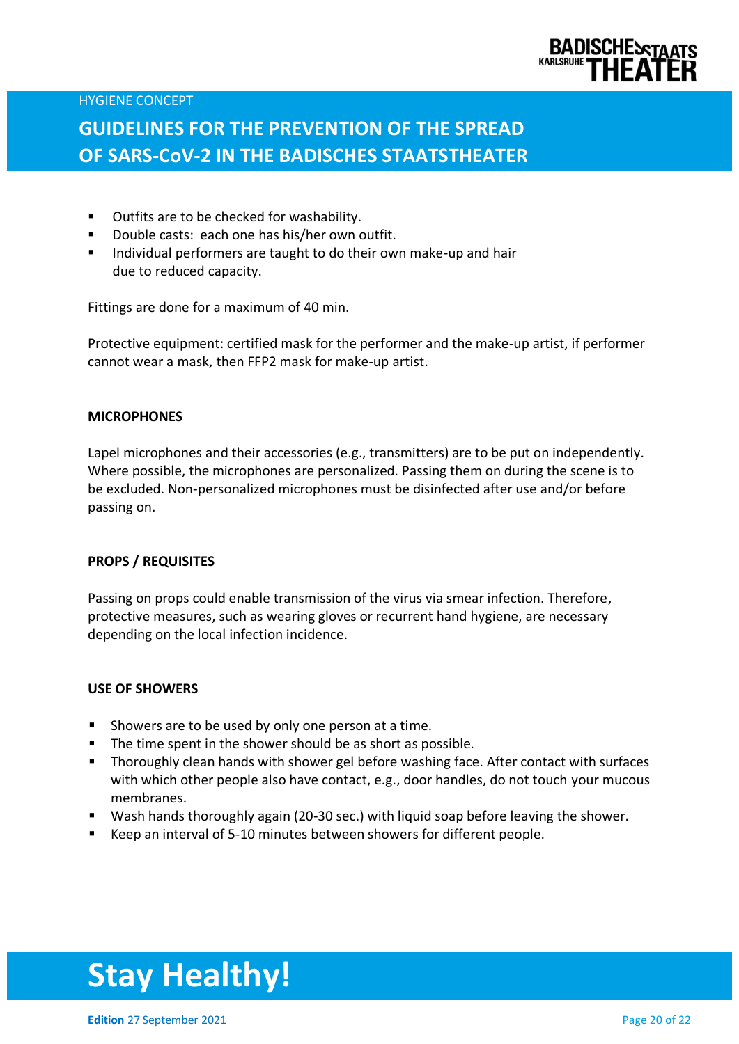- Outfits are to be checked for washability.
- Double casts: each one has his/her own outfit.
- Individual performers are taught to do their own make-up and hair due to reduced capacity.

Fittings are done for a maximum of 40 min.

Protective equipment: certified mask for the performer and the make-up artist, if performer cannot wear a mask, then FFP2 mask for make-up artist.

**MICROPHONES**

Lapel microphones and their accessories (e.g., transmitters) are to be put on independently. Where possible, the microphones are personalized. Passing them on during the scene is to be excluded. Non-personalized microphones must be disinfected after use and/or before passing on.

**PROPS / REQUISITES**

Passing on props could enable transmission of the virus via smear infection. Therefore, protective measures, such as wearing gloves or recurrent hand hygiene, are necessary depending on the local infection incidence.

**USE OF SHOWERS**

- Showers are to be used by only one person at a time.
- The time spent in the shower should be as short as possible.
- Thoroughly clean hands with shower gel before washing face. After contact with surfaces with which other people also have contact, e.g., door handles, do not touch your mucous membranes.
- Wash hands thoroughly again (20-30 sec.) with liquid soap before leaving the shower.
- Keep an interval of 5-10 minutes between showers for different people.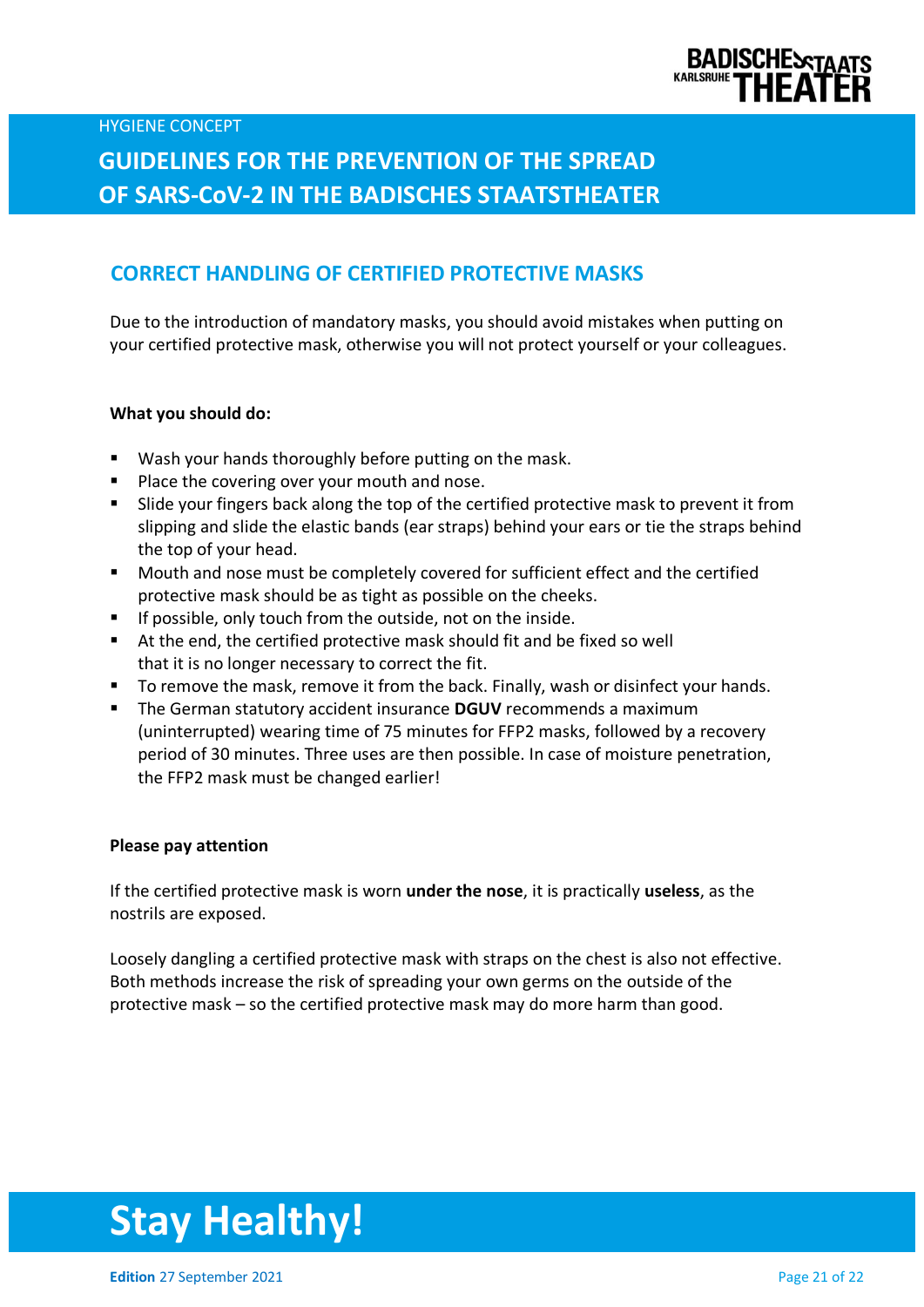HYGIENE CONCEPT

# GUIDELINES FOR THE PREVENTION OF THE SPREAD OF SARS-CoV-2 IN THE BADISCHES STAATSTHEATER

## CORRECT HANDLING OF CERTIFIED PROTECTIVE MASKS

Due to the introduction of mandatory masks, you should avoid mistakes when putting on your certified protective mask, otherwise you will not protect yourself or your colleagues.

**What you should do:**

- Wash your hands thoroughly before putting on the mask.
- Place the covering over your mouth and nose.
- Slide your fingers back along the top of the certified protective mask to prevent it from slipping and slide the elastic bands (ear straps) behind your ears or tie the straps behind the top of your head.
- Mouth and nose must be completely covered for sufficient effect and the certified protective mask should be as tight as possible on the cheeks.
- If possible, only touch from the outside, not on the inside.
- At the end, the certified protective mask should fit and be fixed so well that it is no longer necessary to correct the fit.
- To remove the mask, remove it from the back. Finally, wash or disinfect your hands.
- The German statutory accident insurance **DGUV** recommends a maximum (uninterrupted) wearing time of 75 minutes for FFP2 masks, followed by a recovery period of 30 minutes. Three uses are then possible. In case of moisture penetration, the FFP2 mask must be changed earlier!

**Please pay attention**

If the certified protective mask is worn **under the nose**, it is practically **useless**, as the nostrils are exposed.

Loosely dangling a certified protective mask with straps on the chest is also not effective. Both methods increase the risk of spreading your own germs on the outside of the protective mask – so the certified protective mask may do more harm than good.

# Stay Healthy!

**Edition** 27 September 2021